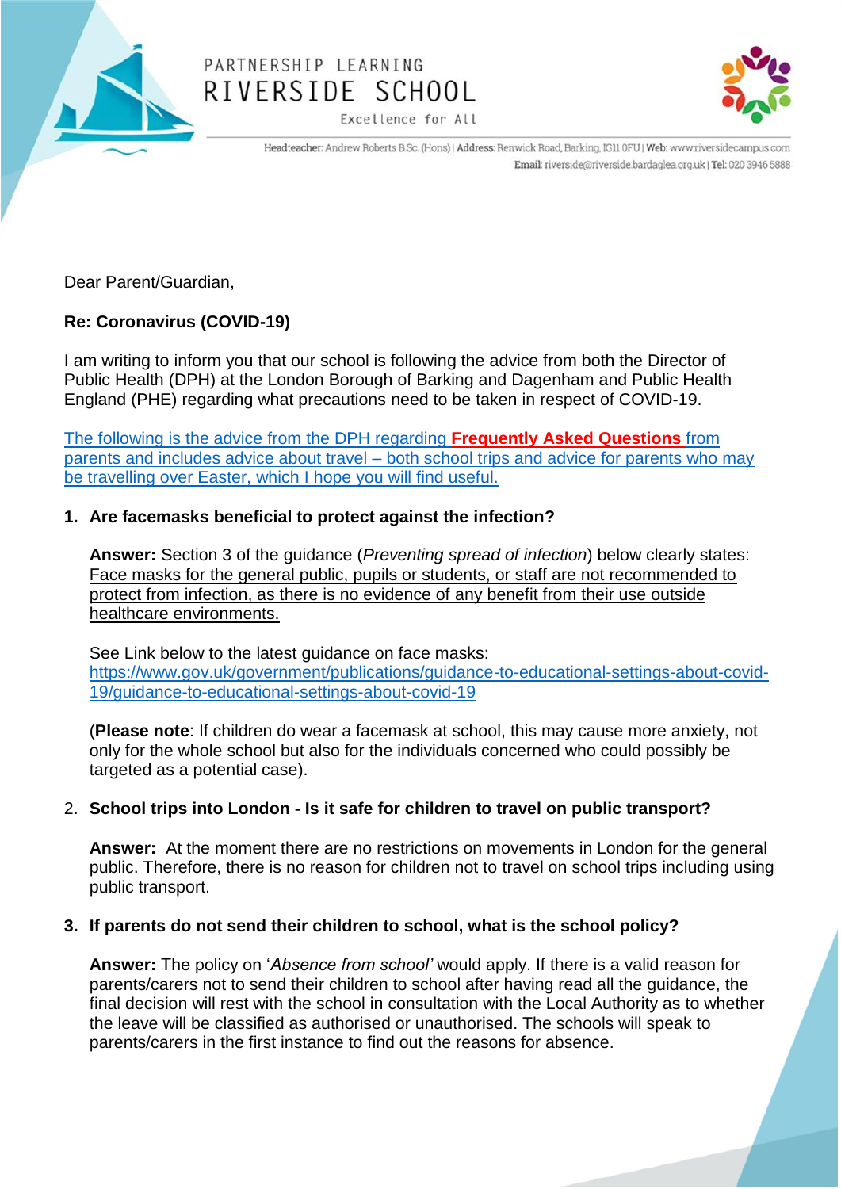PARTNERSHIP LEARNING

RIVERSIDE SCHOOL

Excellence for All

Headteacher: Andrew Roberts BSc (Hons) | Address: Renwick Road, Barking, IG11 0FU | Web: www.riversidecampus.com
Email: riverside@riverside.bardaglea.org.uk | Tel: 020 3946 5888

Dear Parent/Guardian,

**Re: Coronavirus (COVID-19)**

I am writing to inform you that our school is following the advice from both the Director of Public Health (DPH) at the London Borough of Barking and Dagenham and Public Health England (PHE) regarding what precautions need to be taken in respect of COVID-19.

The following is the advice from the DPH regarding **Frequently Asked Questions** from parents and includes advice about travel – both school trips and advice for parents who may be travelling over Easter, which I hope you will find useful.

1. **Are facemasks beneficial to protect against the infection?**

   **Answer:** Section 3 of the guidance (*Preventing spread of infection*) below clearly states: Face masks for the general public, pupils or students, or staff are not recommended to protect from infection, as there is no evidence of any benefit from their use outside healthcare environments.

   See Link below to the latest guidance on face masks:
   https://www.gov.uk/government/publications/guidance-to-educational-settings-about-covid-19/guidance-to-educational-settings-about-covid-19

   (**Please note**: If children do wear a facemask at school, this may cause more anxiety, not only for the whole school but also for the individuals concerned who could possibly be targeted as a potential case).

2. **School trips into London - Is it safe for children to travel on public transport?**

   **Answer:** At the moment there are no restrictions on movements in London for the general public. Therefore, there is no reason for children not to travel on school trips including using public transport.

3. **If parents do not send their children to school, what is the school policy?**

   **Answer:** The policy on '*Absence from school'* would apply. If there is a valid reason for parents/carers not to send their children to school after having read all the guidance, the final decision will rest with the school in consultation with the Local Authority as to whether the leave will be classified as authorised or unauthorised. The schools will speak to parents/carers in the first instance to find out the reasons for absence.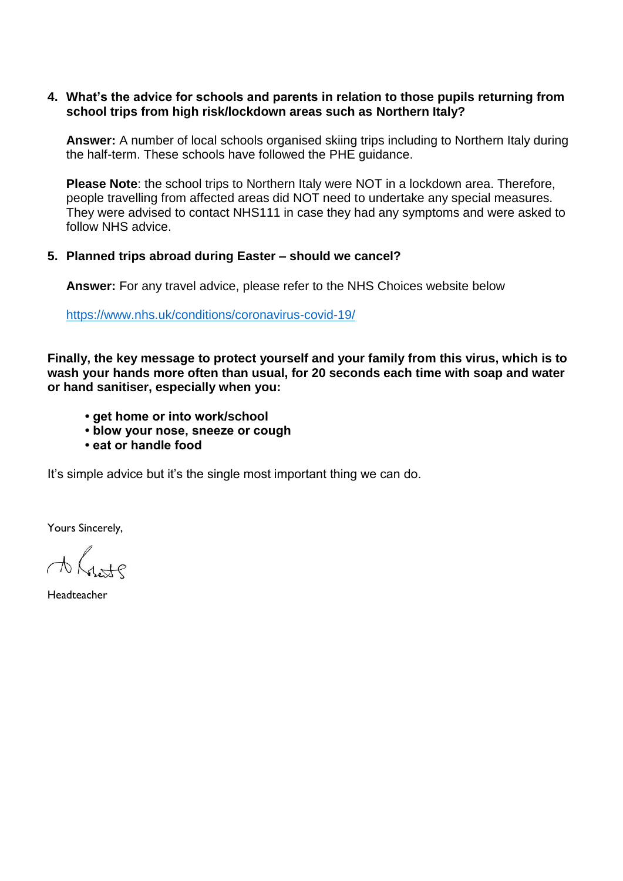4. **What's the advice for schools and parents in relation to those pupils returning from school trips from high risk/lockdown areas such as Northern Italy?**

   **Answer:** A number of local schools organised skiing trips including to Northern Italy during the half-term. These schools have followed the PHE guidance.

   **Please Note**: the school trips to Northern Italy were NOT in a lockdown area. Therefore, people travelling from affected areas did NOT need to undertake any special measures. They were advised to contact NHS111 in case they had any symptoms and were asked to follow NHS advice.

5. **Planned trips abroad during Easter – should we cancel?**

   **Answer:** For any travel advice, please refer to the NHS Choices website below

   https://www.nhs.uk/conditions/coronavirus-covid-19/

**Finally, the key message to protect yourself and your family from this virus, which is to wash your hands more often than usual, for 20 seconds each time with soap and water or hand sanitiser, especially when you:**

- **get home or into work/school**
- **blow your nose, sneeze or cough**
- **eat or handle food**

It's simple advice but it's the single most important thing we can do.

Yours Sincerely,

Headteacher